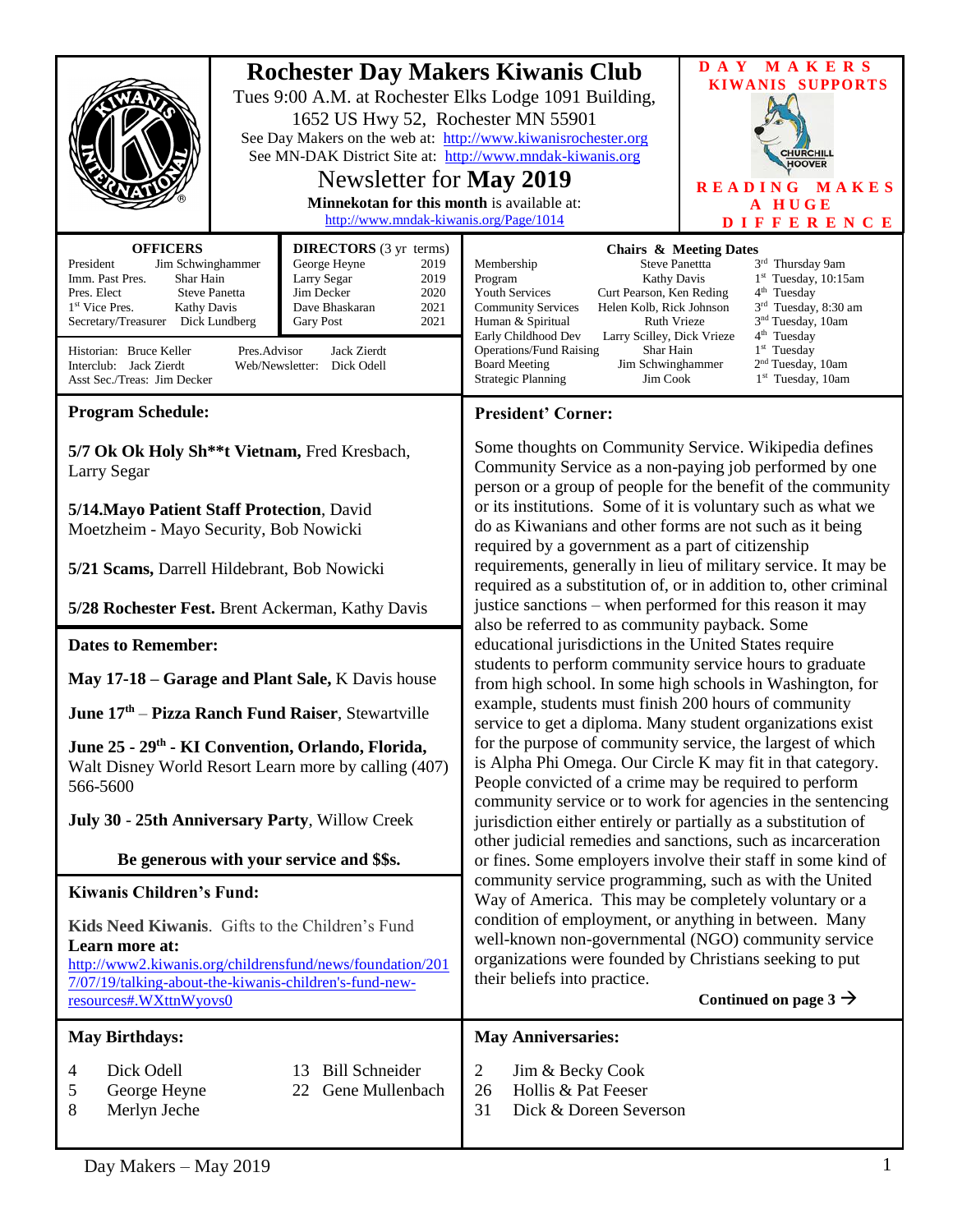# Rochester Day Makers Kiwanis Club

Tues 9:00 A.M. at Rochester Elks Lodge 1091 Building, 1652 US Hwy 52, Rochester MN 55901

See Day Makers on the web at: http://www.kiwanisrochester.org

See MN-DAK District Site at: http://www.mndak-kiwanis.org

## Newsletter for May 2019

**Minnekotan for this month** is available at: http://www.mndak-kiwanis.org/Page/1014

**DAY MAKERS KIWANIS SUPPORTS**

CHURCHILL HOOVER

**READING MAKES A HUGE DIFFERENCE**

| OFFICERS | |
|---|---|
| President | Jim Schwinghammer |
| Imm. Past Pres. | Shar Hain |
| Pres. Elect | Steve Panetta |
| 1st Vice Pres. | Kathy Davis |
| Secretary/Treasurer | Dick Lundberg |

| DIRECTORS (3 yr terms) | |
|---|---|
| George Heyne | 2019 |
| Larry Segar | 2019 |
| Jim Decker | 2020 |
| Dave Bhaskaran | 2021 |
| Gary Post | 2021 |

Historian: Bruce Keller
Interclub: Jack Zierdt
Asst Sec./Treas: Jim Decker
Pres.Advisor: Jack Zierdt
Web/Newsletter: Dick Odell

| Chairs & Meeting Dates | | |
|---|---|---|
| Membership | Steve Panettta | 3rd Thursday 9am |
| Program | Kathy Davis | 1st Tuesday, 10:15am |
| Youth Services | Curt Pearson, Ken Reding | 4th Tuesday |
| Community Services | Helen Kolb, Rick Johnson | 3rd Tuesday, 8:30 am |
| Human & Spiritual | Ruth Vrieze | 3nd Tuesday, 10am |
| Early Childhood Dev | Larry Scilley, Dick Vrieze | 4th Tuesday |
| Operations/Fund Raising | Shar Hain | 1st Tuesday |
| Board Meeting | Jim Schwinghammer | 2nd Tuesday, 10am |
| Strategic Planning | Jim Cook | 1st Tuesday, 10am |

## Program Schedule:

**5/7 Ok Ok Holy Sh\*\*t Vietnam,** Fred Kresbach, Larry Segar

**5/14.Mayo Patient Staff Protection**, David Moetzheim - Mayo Security, Bob Nowicki

**5/21 Scams,** Darrell Hildebrant, Bob Nowicki

**5/28 Rochester Fest.** Brent Ackerman, Kathy Davis

## Dates to Remember:

**May 17-18 – Garage and Plant Sale,** K Davis house

**June 17th – Pizza Ranch Fund Raiser**, Stewartville

**June 25 - 29th - KI Convention, Orlando, Florida,** Walt Disney World Resort Learn more by calling (407) 566-5600

**July 30 - 25th Anniversary Party**, Willow Creek

**Be generous with your service and $$s.**

## Kiwanis Children's Fund:

**Kids Need Kiwanis**. Gifts to the Children's Fund

**Learn more at:**
http://www2.kiwanis.org/childrensfund/news/foundation/2017/07/19/talking-about-the-kiwanis-children's-fund-new-resources#.WXttnWyovs0

## President' Corner:

Some thoughts on Community Service. Wikipedia defines Community Service as a non-paying job performed by one person or a group of people for the benefit of the community or its institutions. Some of it is voluntary such as what we do as Kiwanians and other forms are not such as it being required by a government as a part of citizenship requirements, generally in lieu of military service. It may be required as a substitution of, or in addition to, other criminal justice sanctions – when performed for this reason it may also be referred to as community payback. Some educational jurisdictions in the United States require students to perform community service hours to graduate from high school. In some high schools in Washington, for example, students must finish 200 hours of community service to get a diploma. Many student organizations exist for the purpose of community service, the largest of which is Alpha Phi Omega. Our Circle K may fit in that category. People convicted of a crime may be required to perform community service or to work for agencies in the sentencing jurisdiction either entirely or partially as a substitution of other judicial remedies and sanctions, such as incarceration or fines. Some employers involve their staff in some kind of community service programming, such as with the United Way of America. This may be completely voluntary or a condition of employment, or anything in between. Many well-known non-governmental (NGO) community service organizations were founded by Christians seeking to put their beliefs into practice.

**Continued on page 3 →**

## May Birthdays:

| | |
|---|---|
| 4 | Dick Odell |
| 5 | George Heyne |
| 8 | Merlyn Jeche |
| 13 | Bill Schneider |
| 22 | Gene Mullenbach |

## May Anniversaries:

| | |
|---|---|
| 2 | Jim & Becky Cook |
| 26 | Hollis & Pat Feeser |
| 31 | Dick & Doreen Severson |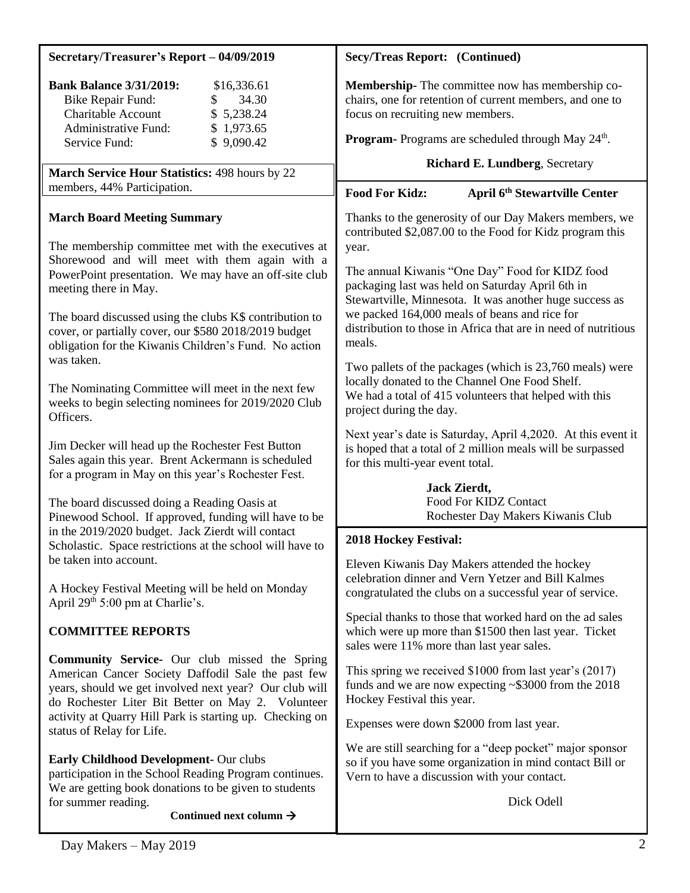## Secretary/Treasurer's Report – 04/09/2019

| **Bank Balance 3/31/2019:** | $16,336.61 |
|---|---|
| Bike Repair Fund: | $ 34.30 |
| Charitable Account | $ 5,238.24 |
| Administrative Fund: | $ 1,973.65 |
| Service Fund: | $ 9,090.42 |

**March Service Hour Statistics:** 498 hours by 22 members, 44% Participation.

### March Board Meeting Summary

The membership committee met with the executives at Shorewood and will meet with them again with a PowerPoint presentation. We may have an off-site club meeting there in May.

The board discussed using the clubs K$ contribution to cover, or partially cover, our $580 2018/2019 budget obligation for the Kiwanis Children's Fund. No action was taken.

The Nominating Committee will meet in the next few weeks to begin selecting nominees for 2019/2020 Club Officers.

Jim Decker will head up the Rochester Fest Button Sales again this year. Brent Ackermann is scheduled for a program in May on this year's Rochester Fest.

The board discussed doing a Reading Oasis at Pinewood School. If approved, funding will have to be in the 2019/2020 budget. Jack Zierdt will contact Scholastic. Space restrictions at the school will have to be taken into account.

A Hockey Festival Meeting will be held on Monday April 29th 5:00 pm at Charlie's.

### COMMITTEE REPORTS

**Community Service-** Our club missed the Spring American Cancer Society Daffodil Sale the past few years, should we get involved next year? Our club will do Rochester Liter Bit Better on May 2. Volunteer activity at Quarry Hill Park is starting up. Checking on status of Relay for Life.

**Early Childhood Development-** Our clubs participation in the School Reading Program continues. We are getting book donations to be given to students for summer reading.

**Continued next column →**

## Secy/Treas Report: (Continued)

**Membership-** The committee now has membership co-chairs, one for retention of current members, and one to focus on recruiting new members.

**Program-** Programs are scheduled through May 24th.

**Richard E. Lundberg**, Secretary

## Food For Kidz: April 6th Stewartville Center

Thanks to the generosity of our Day Makers members, we contributed $2,087.00 to the Food for Kidz program this year.

The annual Kiwanis "One Day" Food for KIDZ food packaging last was held on Saturday April 6th in Stewartville, Minnesota. It was another huge success as we packed 164,000 meals of beans and rice for distribution to those in Africa that are in need of nutritious meals.

Two pallets of the packages (which is 23,760 meals) were locally donated to the Channel One Food Shelf. We had a total of 415 volunteers that helped with this project during the day.

Next year's date is Saturday, April 4,2020. At this event it is hoped that a total of 2 million meals will be surpassed for this multi-year event total.

**Jack Zierdt,**
Food For KIDZ Contact
Rochester Day Makers Kiwanis Club

## 2018 Hockey Festival:

Eleven Kiwanis Day Makers attended the hockey celebration dinner and Vern Yetzer and Bill Kalmes congratulated the clubs on a successful year of service.

Special thanks to those that worked hard on the ad sales which were up more than $1500 then last year. Ticket sales were 11% more than last year sales.

This spring we received $1000 from last year's (2017) funds and we are now expecting ~$3000 from the 2018 Hockey Festival this year.

Expenses were down $2000 from last year.

We are still searching for a "deep pocket" major sponsor so if you have some organization in mind contact Bill or Vern to have a discussion with your contact.

Dick Odell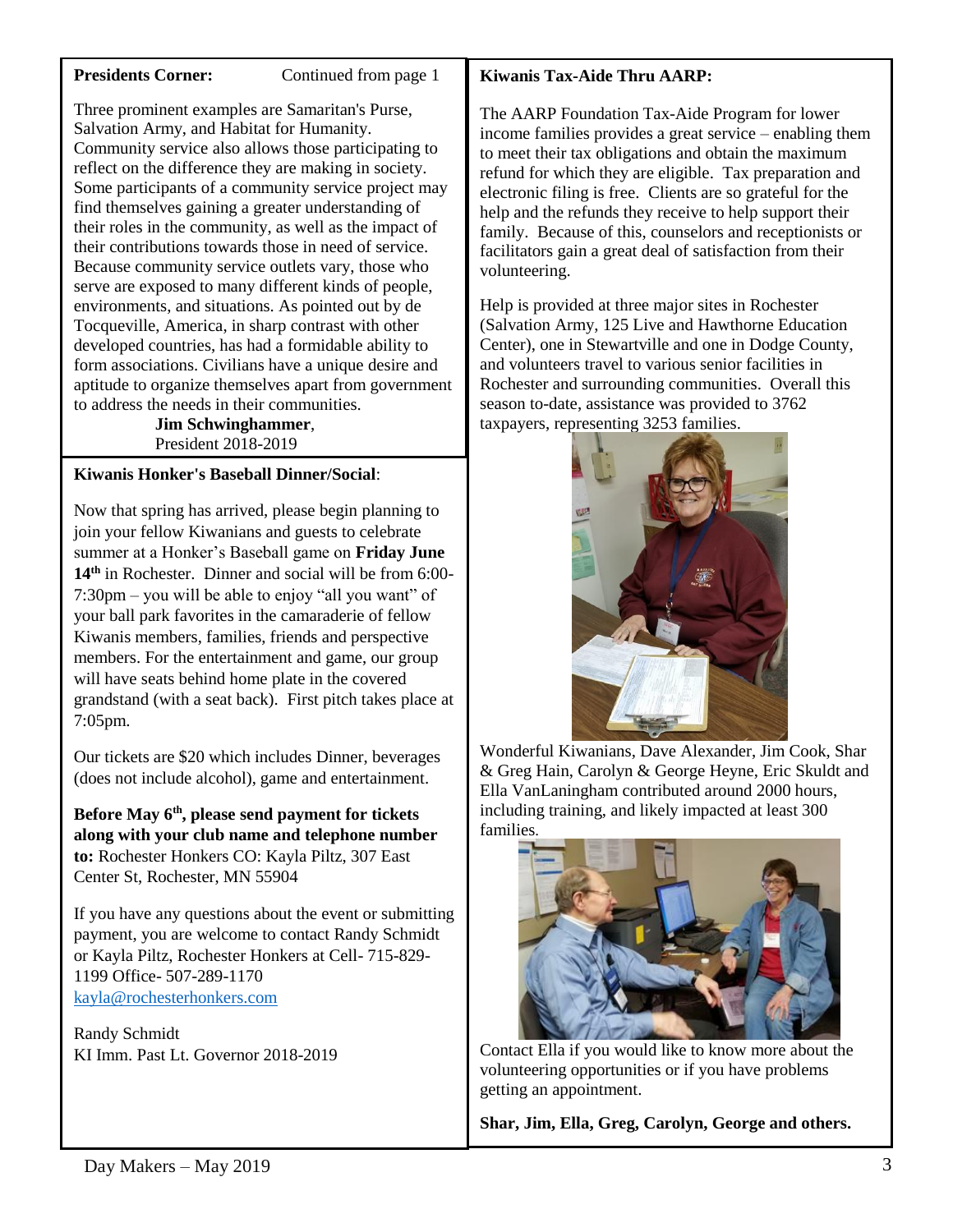**Presidents Corner:** Continued from page 1

Three prominent examples are Samaritan's Purse, Salvation Army, and Habitat for Humanity. Community service also allows those participating to reflect on the difference they are making in society. Some participants of a community service project may find themselves gaining a greater understanding of their roles in the community, as well as the impact of their contributions towards those in need of service. Because community service outlets vary, those who serve are exposed to many different kinds of people, environments, and situations. As pointed out by de Tocqueville, America, in sharp contrast with other developed countries, has had a formidable ability to form associations. Civilians have a unique desire and aptitude to organize themselves apart from government to address the needs in their communities.

**Jim Schwinghammer**,
President 2018-2019

**Kiwanis Honker's Baseball Dinner/Social**:

Now that spring has arrived, please begin planning to join your fellow Kiwanians and guests to celebrate summer at a Honker's Baseball game on **Friday June 14th** in Rochester. Dinner and social will be from 6:00-7:30pm – you will be able to enjoy "all you want" of your ball park favorites in the camaraderie of fellow Kiwanis members, families, friends and perspective members. For the entertainment and game, our group will have seats behind home plate in the covered grandstand (with a seat back). First pitch takes place at 7:05pm.

Our tickets are $20 which includes Dinner, beverages (does not include alcohol), game and entertainment.

**Before May 6th, please send payment for tickets along with your club name and telephone number to:** Rochester Honkers CO: Kayla Piltz, 307 East Center St, Rochester, MN 55904

If you have any questions about the event or submitting payment, you are welcome to contact Randy Schmidt or Kayla Piltz, Rochester Honkers at Cell- 715-829-1199 Office- 507-289-1170
kayla@rochesterhonkers.com

Randy Schmidt
KI Imm. Past Lt. Governor 2018-2019

**Kiwanis Tax-Aide Thru AARP:**

The AARP Foundation Tax-Aide Program for lower income families provides a great service – enabling them to meet their tax obligations and obtain the maximum refund for which they are eligible. Tax preparation and electronic filing is free. Clients are so grateful for the help and the refunds they receive to help support their family. Because of this, counselors and receptionists or facilitators gain a great deal of satisfaction from their volunteering.

Help is provided at three major sites in Rochester (Salvation Army, 125 Live and Hawthorne Education Center), one in Stewartville and one in Dodge County, and volunteers travel to various senior facilities in Rochester and surrounding communities. Overall this season to-date, assistance was provided to 3762 taxpayers, representing 3253 families.

Wonderful Kiwanians, Dave Alexander, Jim Cook, Shar & Greg Hain, Carolyn & George Heyne, Eric Skuldt and Ella VanLaningham contributed around 2000 hours, including training, and likely impacted at least 300 families.

Contact Ella if you would like to know more about the volunteering opportunities or if you have problems getting an appointment.

**Shar, Jim, Ella, Greg, Carolyn, George and others.**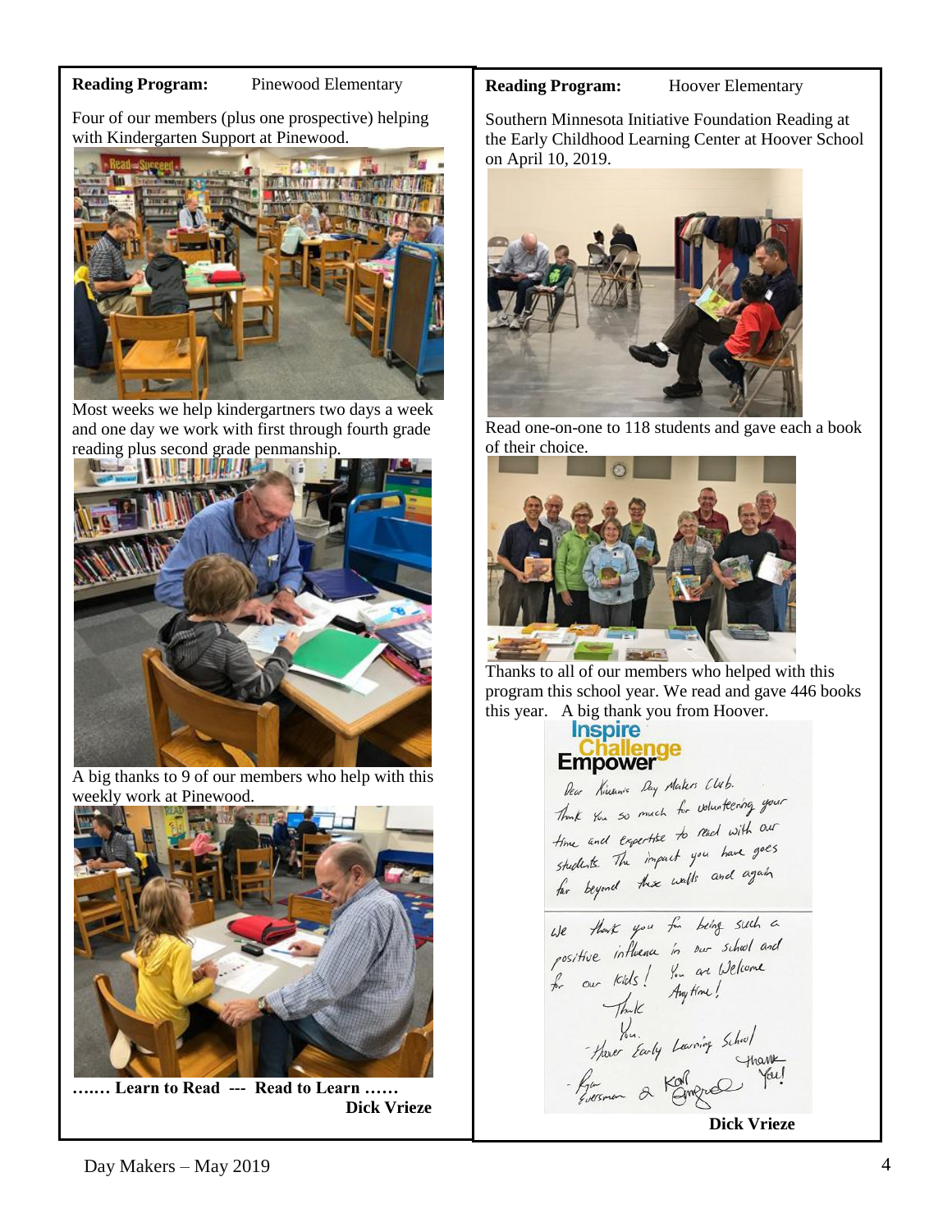**Reading Program:** Pinewood Elementary

Four of our members (plus one prospective) helping with Kindergarten Support at Pinewood.

Most weeks we help kindergartners two days a week and one day we work with first through fourth grade reading plus second grade penmanship.

A big thanks to 9 of our members who help with this weekly work at Pinewood.

**……. Learn to Read --- Read to Learn ……**

**Dick Vrieze**

**Reading Program:** Hoover Elementary

Southern Minnesota Initiative Foundation Reading at the Early Childhood Learning Center at Hoover School on April 10, 2019.

Read one-on-one to 118 students and gave each a book of their choice.

Thanks to all of our members who helped with this program this school year. We read and gave 446 books this year. A big thank you from Hoover.

Inspire
Challenge
Empower

Dear Kiwanis Day Makers Club.
Thank You so much for volunteering your time and expertise to read with our students. The impact you have goes far beyond these walls and again

We thank you for being such a positive influence in our school and for our kids! You are Welcome Any time!
Thank You.
- Hoover Early Learning School

Thank You!
- Ryan Eversman & Karl Emgred

**Dick Vrieze**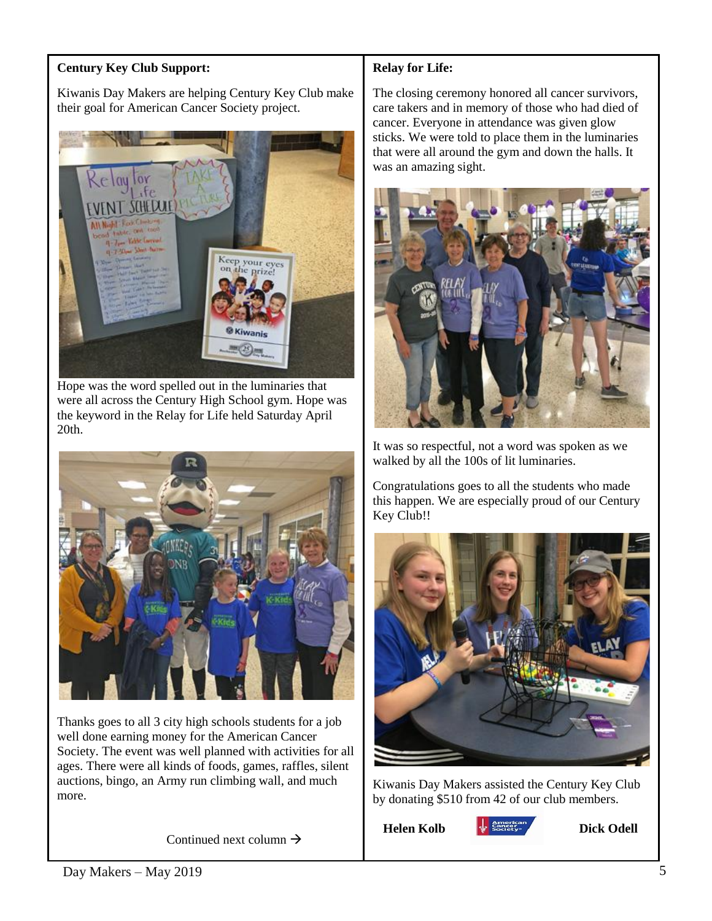**Century Key Club Support:**

Kiwanis Day Makers are helping Century Key Club make their goal for American Cancer Society project.

Hope was the word spelled out in the luminaries that were all across the Century High School gym. Hope was the keyword in the Relay for Life held Saturday April 20th.

Thanks goes to all 3 city high schools students for a job well done earning money for the American Cancer Society. The event was well planned with activities for all ages. There were all kinds of foods, games, raffles, silent auctions, bingo, an Army run climbing wall, and much more.

Continued next column →

**Relay for Life:**

The closing ceremony honored all cancer survivors, care takers and in memory of those who had died of cancer. Everyone in attendance was given glow sticks. We were told to place them in the luminaries that were all around the gym and down the halls. It was an amazing sight.

It was so respectful, not a word was spoken as we walked by all the 100s of lit luminaries.

Congratulations goes to all the students who made this happen. We are especially proud of our Century Key Club!!

Kiwanis Day Makers assisted the Century Key Club by donating $510 from 42 of our club members.

**Helen Kolb** **Dick Odell**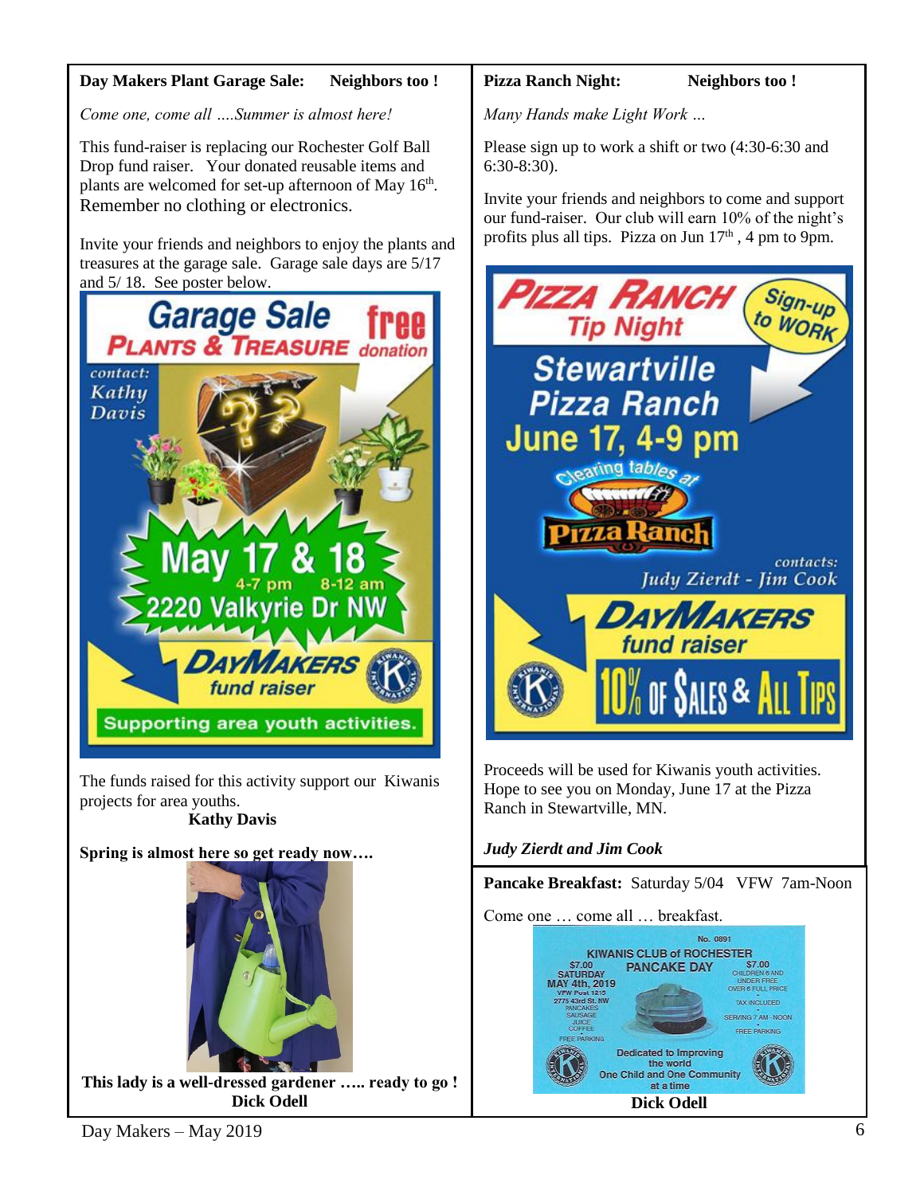**Day Makers Plant Garage Sale: Neighbors too !**

*Come one, come all ….Summer is almost here!*

This fund-raiser is replacing our Rochester Golf Ball Drop fund raiser. Your donated reusable items and plants are welcomed for set-up afternoon of May 16th. Remember no clothing or electronics.

Invite your friends and neighbors to enjoy the plants and treasures at the garage sale. Garage sale days are 5/17 and 5/ 18. See poster below.

Garage Sale
PLANTS & TREASURE
free donation
contact: Kathy Davis
May 17 & 18
4-7 pm 8-12 am
2220 Valkyrie Dr NW
DAYMAKERS fund raiser
Supporting area youth activities.

The funds raised for this activity support our Kiwanis projects for area youths.

**Kathy Davis**

**Spring is almost here so get ready now….**

**This lady is a well-dressed gardener ….. ready to go !**

**Dick Odell**

**Pizza Ranch Night: Neighbors too !**

*Many Hands make Light Work …*

Please sign up to work a shift or two (4:30-6:30 and 6:30-8:30).

Invite your friends and neighbors to come and support our fund-raiser. Our club will earn 10% of the night's profits plus all tips. Pizza on Jun 17th , 4 pm to 9pm.

PIZZA RANCH Tip Night
Sign-up to WORK
Stewartville Pizza Ranch
June 17, 4-9 pm
Clearing tables at Pizza Ranch
contacts: Judy Zierdt - Jim Cook
DAYMAKERS fund raiser
10% OF SALES & ALL TIPS

Proceeds will be used for Kiwanis youth activities. Hope to see you on Monday, June 17 at the Pizza Ranch in Stewartville, MN.

***Judy Zierdt and Jim Cook***

**Pancake Breakfast:** Saturday 5/04 VFW 7am-Noon

Come one … come all … breakfast.

No. 0891
KIWANIS CLUB of ROCHESTER
PANCAKE DAY
$7.00
SATURDAY
MAY 4th, 2019
VFW Post 1215
2775 43rd St. NW
PANCAKES
SAUSAGE
JUICE
COFFEE
FREE PARKING
$7.00
CHILDREN 6 AND UNDER FREE
OVER 6 FULL PRICE
TAX INCLUDED
SERVING 7 AM - NOON
FREE PARKING
Dedicated to Improving the world One Child and One Community at a time

**Dick Odell**